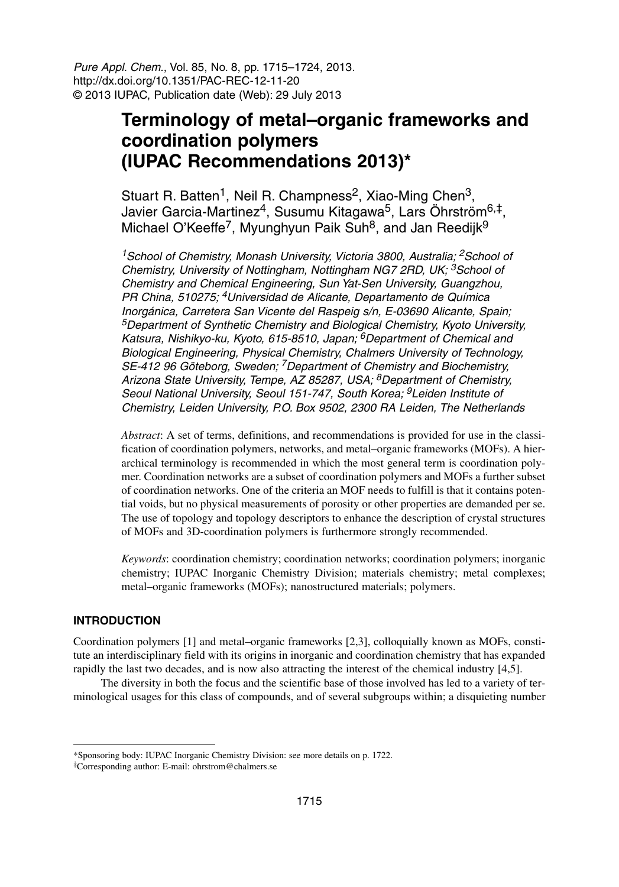*Pure Appl. Chem.*, Vol. 85, No. 8, pp. 1715–1724, 2013.
http://dx.doi.org/10.1351/PAC-REC-12-11-20
© 2013 IUPAC, Publication date (Web): 29 July 2013

# Terminology of metal–organic frameworks and coordination polymers (IUPAC Recommendations 2013)*

Stuart R. Batten[1], Neil R. Champness[2], Xiao-Ming Chen[3], Javier Garcia-Martinez[4], Susumu Kitagawa[5], Lars Öhrström[6,‡], Michael O'Keeffe[7], Myunghyun Paik Suh[8], and Jan Reedijk[9]

*[1]School of Chemistry, Monash University, Victoria 3800, Australia; [2]School of Chemistry, University of Nottingham, Nottingham NG7 2RD, UK; [3]School of Chemistry and Chemical Engineering, Sun Yat-Sen University, Guangzhou, PR China, 510275; [4]Universidad de Alicante, Departamento de Química Inorgánica, Carretera San Vicente del Raspeig s/n, E-03690 Alicante, Spain; [5]Department of Synthetic Chemistry and Biological Chemistry, Kyoto University, Katsura, Nishikyo-ku, Kyoto, 615-8510, Japan; [6]Department of Chemical and Biological Engineering, Physical Chemistry, Chalmers University of Technology, SE-412 96 Göteborg, Sweden; [7]Department of Chemistry and Biochemistry, Arizona State University, Tempe, AZ 85287, USA; [8]Department of Chemistry, Seoul National University, Seoul 151-747, South Korea; [9]Leiden Institute of Chemistry, Leiden University, P.O. Box 9502, 2300 RA Leiden, The Netherlands*

*Abstract*: A set of terms, definitions, and recommendations is provided for use in the classification of coordination polymers, networks, and metal–organic frameworks (MOFs). A hierarchical terminology is recommended in which the most general term is coordination polymer. Coordination networks are a subset of coordination polymers and MOFs a further subset of coordination networks. One of the criteria an MOF needs to fulfill is that it contains potential voids, but no physical measurements of porosity or other properties are demanded per se. The use of topology and topology descriptors to enhance the description of crystal structures of MOFs and 3D-coordination polymers is furthermore strongly recommended.

*Keywords*: coordination chemistry; coordination networks; coordination polymers; inorganic chemistry; IUPAC Inorganic Chemistry Division; materials chemistry; metal complexes; metal–organic frameworks (MOFs); nanostructured materials; polymers.

## INTRODUCTION

Coordination polymers [1] and metal–organic frameworks [2,3], colloquially known as MOFs, constitute an interdisciplinary field with its origins in inorganic and coordination chemistry that has expanded rapidly the last two decades, and is now also attracting the interest of the chemical industry [4,5].

The diversity in both the focus and the scientific base of those involved has led to a variety of terminological usages for this class of compounds, and of several subgroups within; a disquieting number

---

*Sponsoring body: IUPAC Inorganic Chemistry Division: see more details on p. 1722.

‡Corresponding author: E-mail: ohrstrom@chalmers.se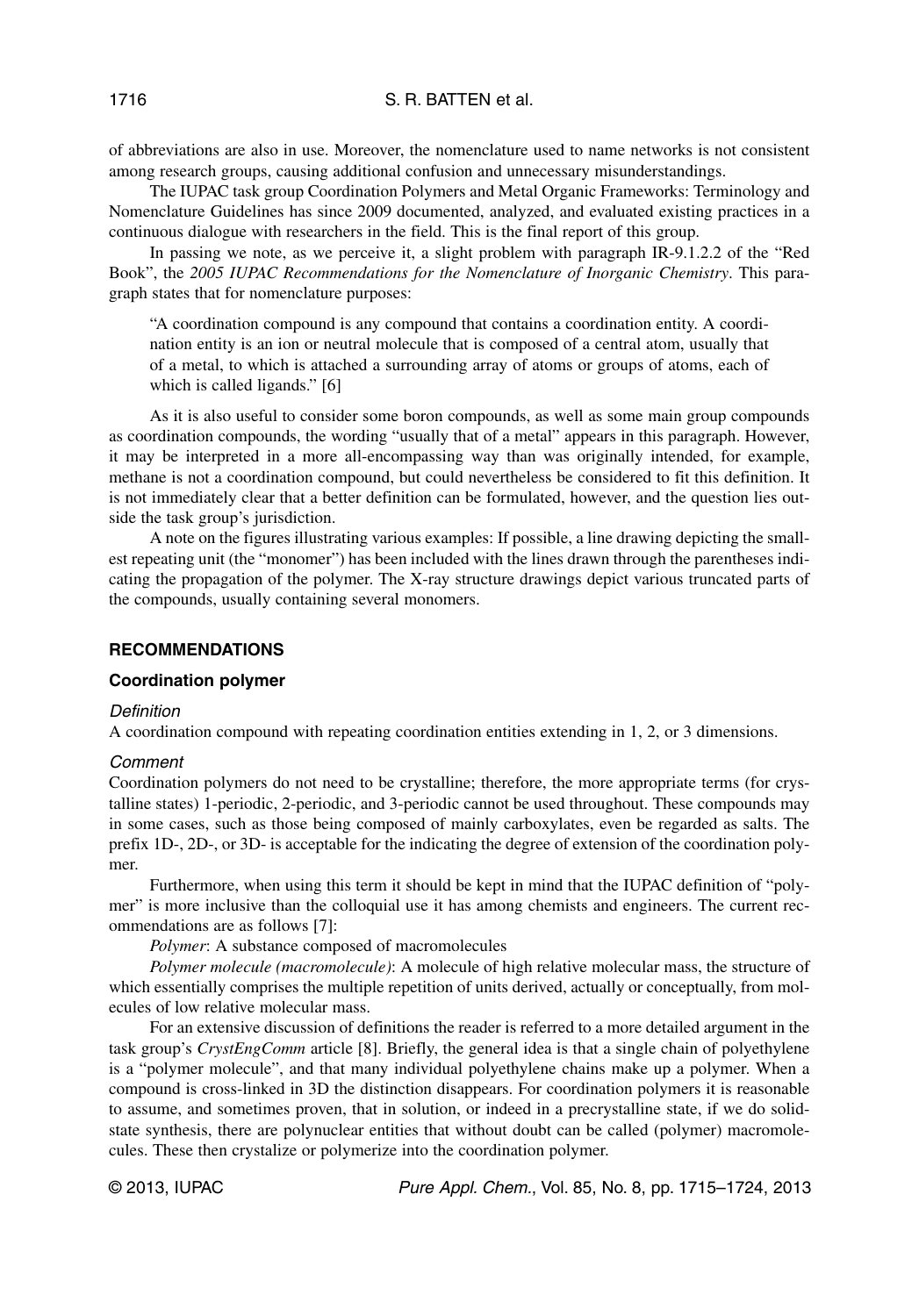of abbreviations are also in use. Moreover, the nomenclature used to name networks is not consistent among research groups, causing additional confusion and unnecessary misunderstandings.

The IUPAC task group Coordination Polymers and Metal Organic Frameworks: Terminology and Nomenclature Guidelines has since 2009 documented, analyzed, and evaluated existing practices in a continuous dialogue with researchers in the field. This is the final report of this group.

In passing we note, as we perceive it, a slight problem with paragraph IR-9.1.2.2 of the "Red Book", the *2005 IUPAC Recommendations for the Nomenclature of Inorganic Chemistry*. This paragraph states that for nomenclature purposes:

> "A coordination compound is any compound that contains a coordination entity. A coordination entity is an ion or neutral molecule that is composed of a central atom, usually that of a metal, to which is attached a surrounding array of atoms or groups of atoms, each of which is called ligands." [6]

As it is also useful to consider some boron compounds, as well as some main group compounds as coordination compounds, the wording "usually that of a metal" appears in this paragraph. However, it may be interpreted in a more all-encompassing way than was originally intended, for example, methane is not a coordination compound, but could nevertheless be considered to fit this definition. It is not immediately clear that a better definition can be formulated, however, and the question lies outside the task group's jurisdiction.

A note on the figures illustrating various examples: If possible, a line drawing depicting the smallest repeating unit (the "monomer") has been included with the lines drawn through the parentheses indicating the propagation of the polymer. The X-ray structure drawings depict various truncated parts of the compounds, usually containing several monomers.

## RECOMMENDATIONS

### Coordination polymer

#### *Definition*

A coordination compound with repeating coordination entities extending in 1, 2, or 3 dimensions.

#### *Comment*

Coordination polymers do not need to be crystalline; therefore, the more appropriate terms (for crystalline states) 1-periodic, 2-periodic, and 3-periodic cannot be used throughout. These compounds may in some cases, such as those being composed of mainly carboxylates, even be regarded as salts. The prefix 1D-, 2D-, or 3D- is acceptable for the indicating the degree of extension of the coordination polymer.

Furthermore, when using this term it should be kept in mind that the IUPAC definition of "polymer" is more inclusive than the colloquial use it has among chemists and engineers. The current recommendations are as follows [7]:

*Polymer*: A substance composed of macromolecules

*Polymer molecule (macromolecule)*: A molecule of high relative molecular mass, the structure of which essentially comprises the multiple repetition of units derived, actually or conceptually, from molecules of low relative molecular mass.

For an extensive discussion of definitions the reader is referred to a more detailed argument in the task group's *CrystEngComm* article [8]. Briefly, the general idea is that a single chain of polyethylene is a "polymer molecule", and that many individual polyethylene chains make up a polymer. When a compound is cross-linked in 3D the distinction disappears. For coordination polymers it is reasonable to assume, and sometimes proven, that in solution, or indeed in a precrystalline state, if we do solid-state synthesis, there are polynuclear entities that without doubt can be called (polymer) macromolecules. These then crystalize or polymerize into the coordination polymer.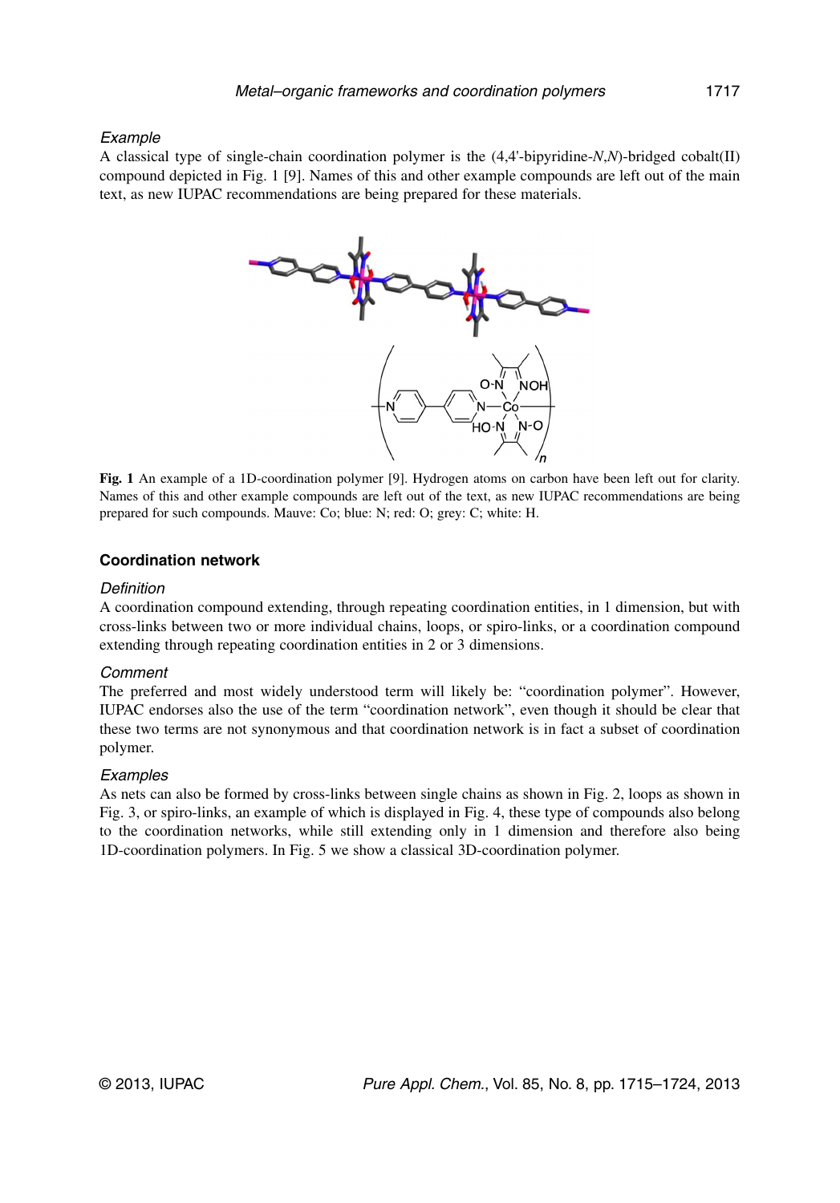*Example*

A classical type of single-chain coordination polymer is the (4,4'-bipyridine-*N*,*N*)-bridged cobalt(II) compound depicted in Fig. 1 [9]. Names of this and other example compounds are left out of the main text, as new IUPAC recommendations are being prepared for these materials.

**Fig. 1** An example of a 1D-coordination polymer [9]. Hydrogen atoms on carbon have been left out for clarity. Names of this and other example compounds are left out of the text, as new IUPAC recommendations are being prepared for such compounds. Mauve: Co; blue: N; red: O; grey: C; white: H.

### Coordination network

*Definition*

A coordination compound extending, through repeating coordination entities, in 1 dimension, but with cross-links between two or more individual chains, loops, or spiro-links, or a coordination compound extending through repeating coordination entities in 2 or 3 dimensions.

*Comment*

The preferred and most widely understood term will likely be: "coordination polymer". However, IUPAC endorses also the use of the term "coordination network", even though it should be clear that these two terms are not synonymous and that coordination network is in fact a subset of coordination polymer.

*Examples*

As nets can also be formed by cross-links between single chains as shown in Fig. 2, loops as shown in Fig. 3, or spiro-links, an example of which is displayed in Fig. 4, these type of compounds also belong to the coordination networks, while still extending only in 1 dimension and therefore also being 1D-coordination polymers. In Fig. 5 we show a classical 3D-coordination polymer.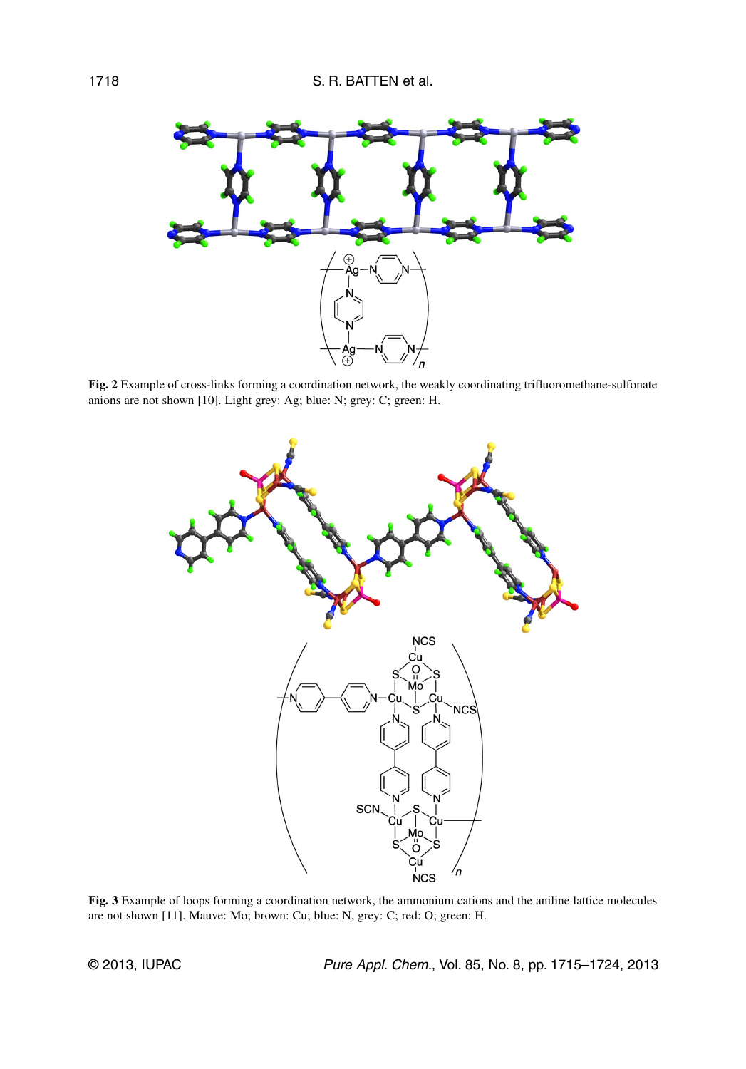**Fig. 2** Example of cross-links forming a coordination network, the weakly coordinating trifluoromethane-sulfonate anions are not shown [10]. Light grey: Ag; blue: N; grey: C; green: H.

**Fig. 3** Example of loops forming a coordination network, the ammonium cations and the aniline lattice molecules are not shown [11]. Mauve: Mo; brown: Cu; blue: N, grey: C; red: O; green: H.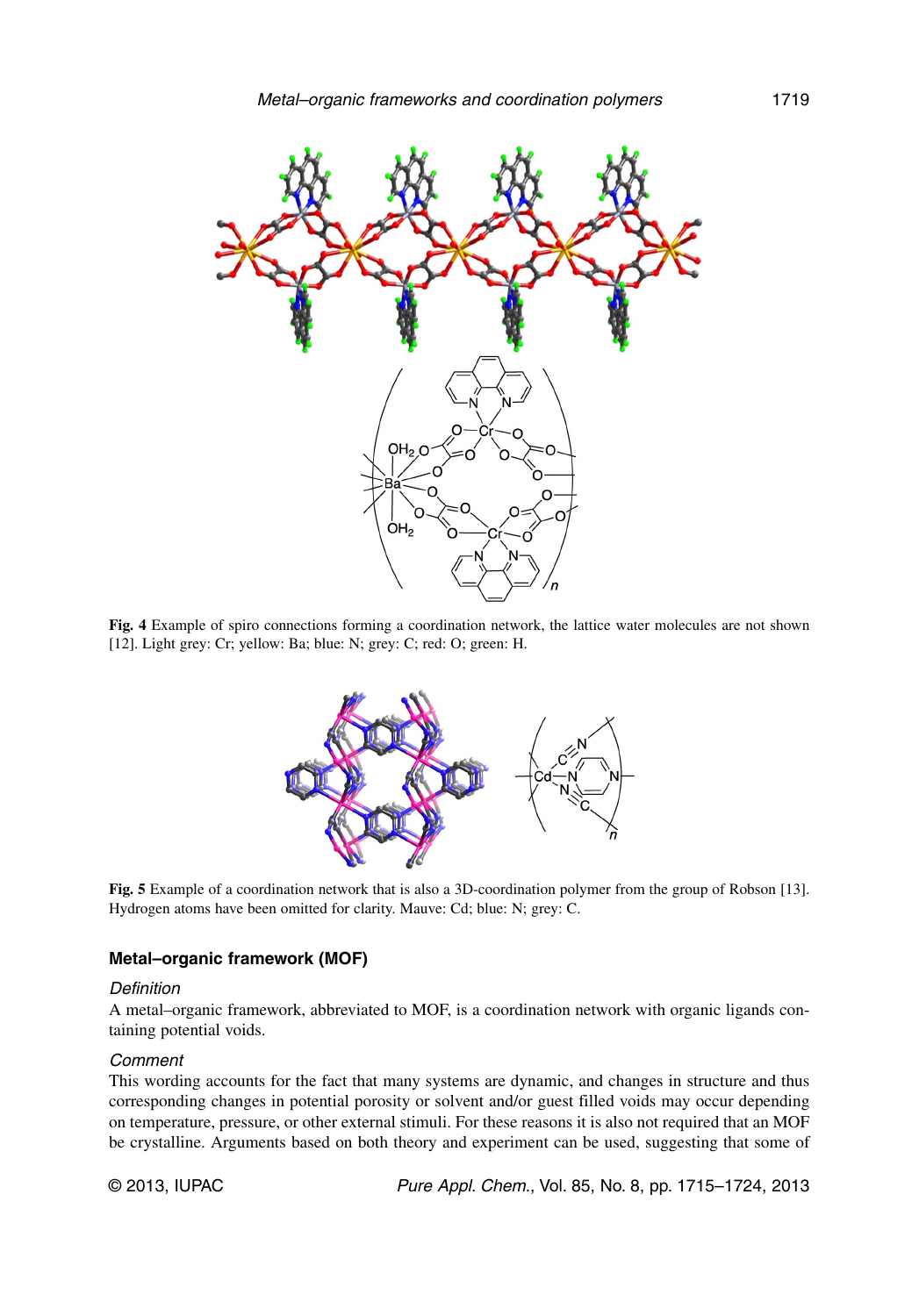**Fig. 4** Example of spiro connections forming a coordination network, the lattice water molecules are not shown [12]. Light grey: Cr; yellow: Ba; blue: N; grey: C; red: O; green: H.

**Fig. 5** Example of a coordination network that is also a 3D-coordination polymer from the group of Robson [13]. Hydrogen atoms have been omitted for clarity. Mauve: Cd; blue: N; grey: C.

### Metal–organic framework (MOF)

*Definition*

A metal–organic framework, abbreviated to MOF, is a coordination network with organic ligands containing potential voids.

*Comment*

This wording accounts for the fact that many systems are dynamic, and changes in structure and thus corresponding changes in potential porosity or solvent and/or guest filled voids may occur depending on temperature, pressure, or other external stimuli. For these reasons it is also not required that an MOF be crystalline. Arguments based on both theory and experiment can be used, suggesting that some of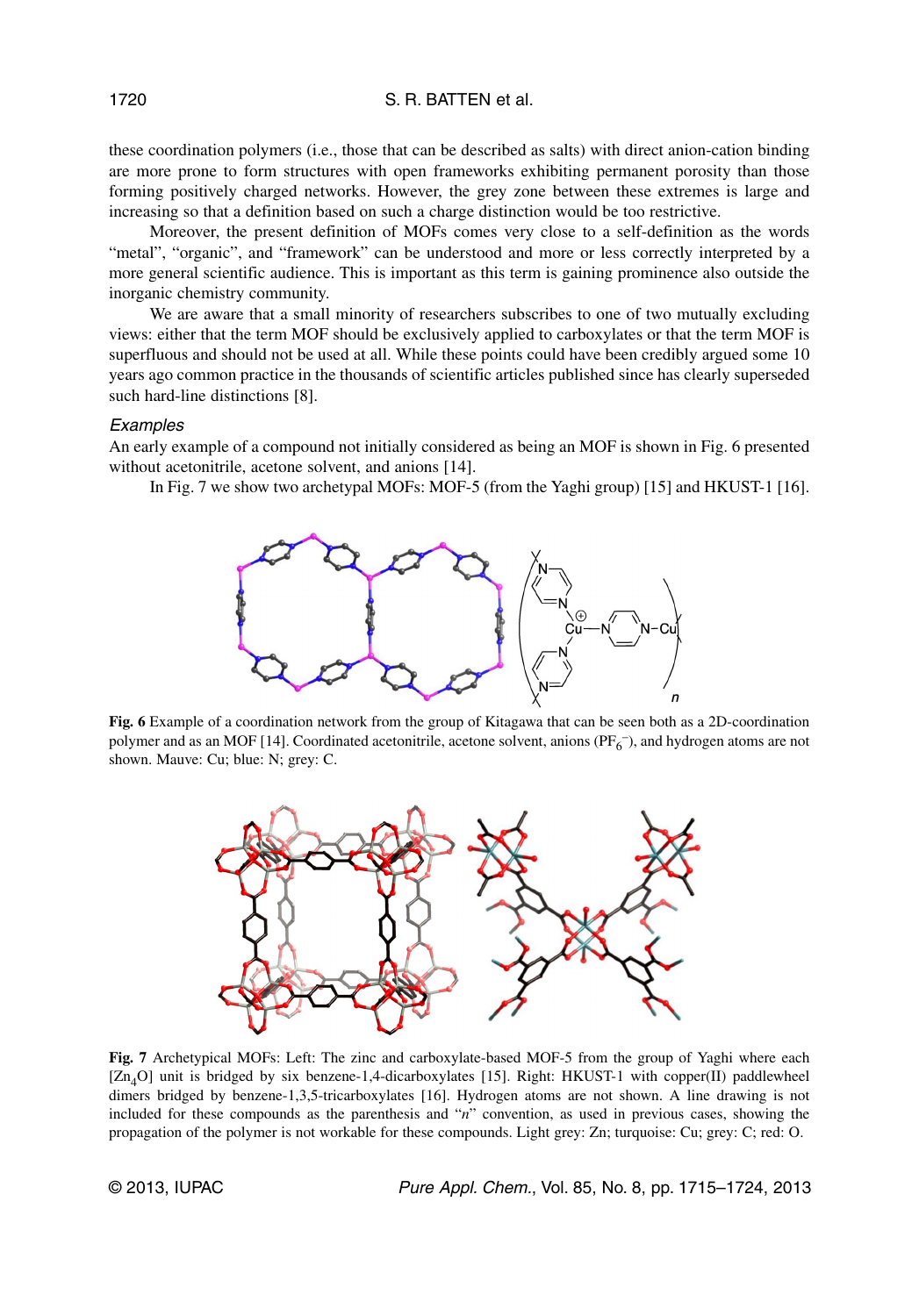these coordination polymers (i.e., those that can be described as salts) with direct anion-cation binding are more prone to form structures with open frameworks exhibiting permanent porosity than those forming positively charged networks. However, the grey zone between these extremes is large and increasing so that a definition based on such a charge distinction would be too restrictive.

Moreover, the present definition of MOFs comes very close to a self-definition as the words "metal", "organic", and "framework" can be understood and more or less correctly interpreted by a more general scientific audience. This is important as this term is gaining prominence also outside the inorganic chemistry community.

We are aware that a small minority of researchers subscribes to one of two mutually excluding views: either that the term MOF should be exclusively applied to carboxylates or that the term MOF is superfluous and should not be used at all. While these points could have been credibly argued some 10 years ago common practice in the thousands of scientific articles published since has clearly superseded such hard-line distinctions [8].

*Examples*

An early example of a compound not initially considered as being an MOF is shown in Fig. 6 presented without acetonitrile, acetone solvent, and anions [14].

In Fig. 7 we show two archetypal MOFs: MOF-5 (from the Yaghi group) [15] and HKUST-1 [16].

**Fig. 6** Example of a coordination network from the group of Kitagawa that can be seen both as a 2D-coordination polymer and as an MOF [14]. Coordinated acetonitrile, acetone solvent, anions ($PF_6^-$), and hydrogen atoms are not shown. Mauve: Cu; blue: N; grey: C.

**Fig. 7** Archetypical MOFs: Left: The zinc and carboxylate-based MOF-5 from the group of Yaghi where each $[Zn_4O]$ unit is bridged by six benzene-1,4-dicarboxylates [15]. Right: HKUST-1 with copper(II) paddlewheel dimers bridged by benzene-1,3,5-tricarboxylates [16]. Hydrogen atoms are not shown. A line drawing is not included for these compounds as the parenthesis and "*n*" convention, as used in previous cases, showing the propagation of the polymer is not workable for these compounds. Light grey: Zn; turquoise: Cu; grey: C; red: O.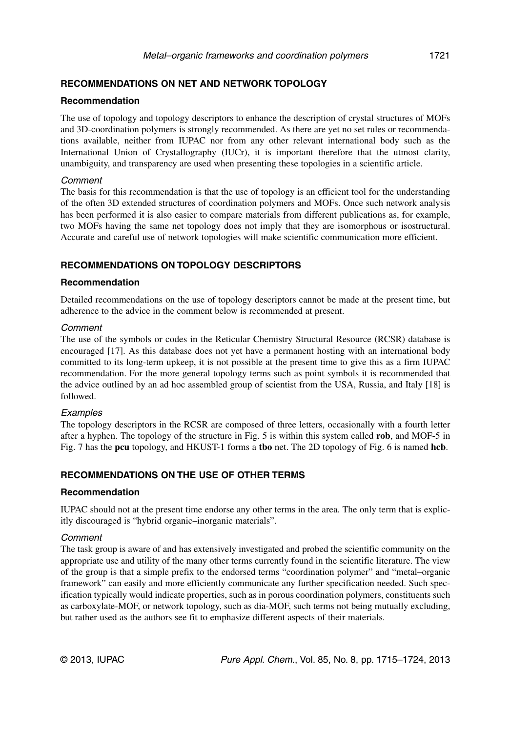## RECOMMENDATIONS ON NET AND NETWORK TOPOLOGY

### Recommendation

The use of topology and topology descriptors to enhance the description of crystal structures of MOFs and 3D-coordination polymers is strongly recommended. As there are yet no set rules or recommendations available, neither from IUPAC nor from any other relevant international body such as the International Union of Crystallography (IUCr), it is important therefore that the utmost clarity, unambiguity, and transparency are used when presenting these topologies in a scientific article.

*Comment*

The basis for this recommendation is that the use of topology is an efficient tool for the understanding of the often 3D extended structures of coordination polymers and MOFs. Once such network analysis has been performed it is also easier to compare materials from different publications as, for example, two MOFs having the same net topology does not imply that they are isomorphous or isostructural. Accurate and careful use of network topologies will make scientific communication more efficient.

## RECOMMENDATIONS ON TOPOLOGY DESCRIPTORS

### Recommendation

Detailed recommendations on the use of topology descriptors cannot be made at the present time, but adherence to the advice in the comment below is recommended at present.

*Comment*

The use of the symbols or codes in the Reticular Chemistry Structural Resource (RCSR) database is encouraged [17]. As this database does not yet have a permanent hosting with an international body committed to its long-term upkeep, it is not possible at the present time to give this as a firm IUPAC recommendation. For the more general topology terms such as point symbols it is recommended that the advice outlined by an ad hoc assembled group of scientist from the USA, Russia, and Italy [18] is followed.

*Examples*

The topology descriptors in the RCSR are composed of three letters, occasionally with a fourth letter after a hyphen. The topology of the structure in Fig. 5 is within this system called **rob**, and MOF-5 in Fig. 7 has the **pcu** topology, and HKUST-1 forms a **tbo** net. The 2D topology of Fig. 6 is named **hcb**.

## RECOMMENDATIONS ON THE USE OF OTHER TERMS

### Recommendation

IUPAC should not at the present time endorse any other terms in the area. The only term that is explicitly discouraged is "hybrid organic–inorganic materials".

*Comment*

The task group is aware of and has extensively investigated and probed the scientific community on the appropriate use and utility of the many other terms currently found in the scientific literature. The view of the group is that a simple prefix to the endorsed terms "coordination polymer" and "metal–organic framework" can easily and more efficiently communicate any further specification needed. Such specification typically would indicate properties, such as in porous coordination polymers, constituents such as carboxylate-MOF, or network topology, such as dia-MOF, such terms not being mutually excluding, but rather used as the authors see fit to emphasize different aspects of their materials.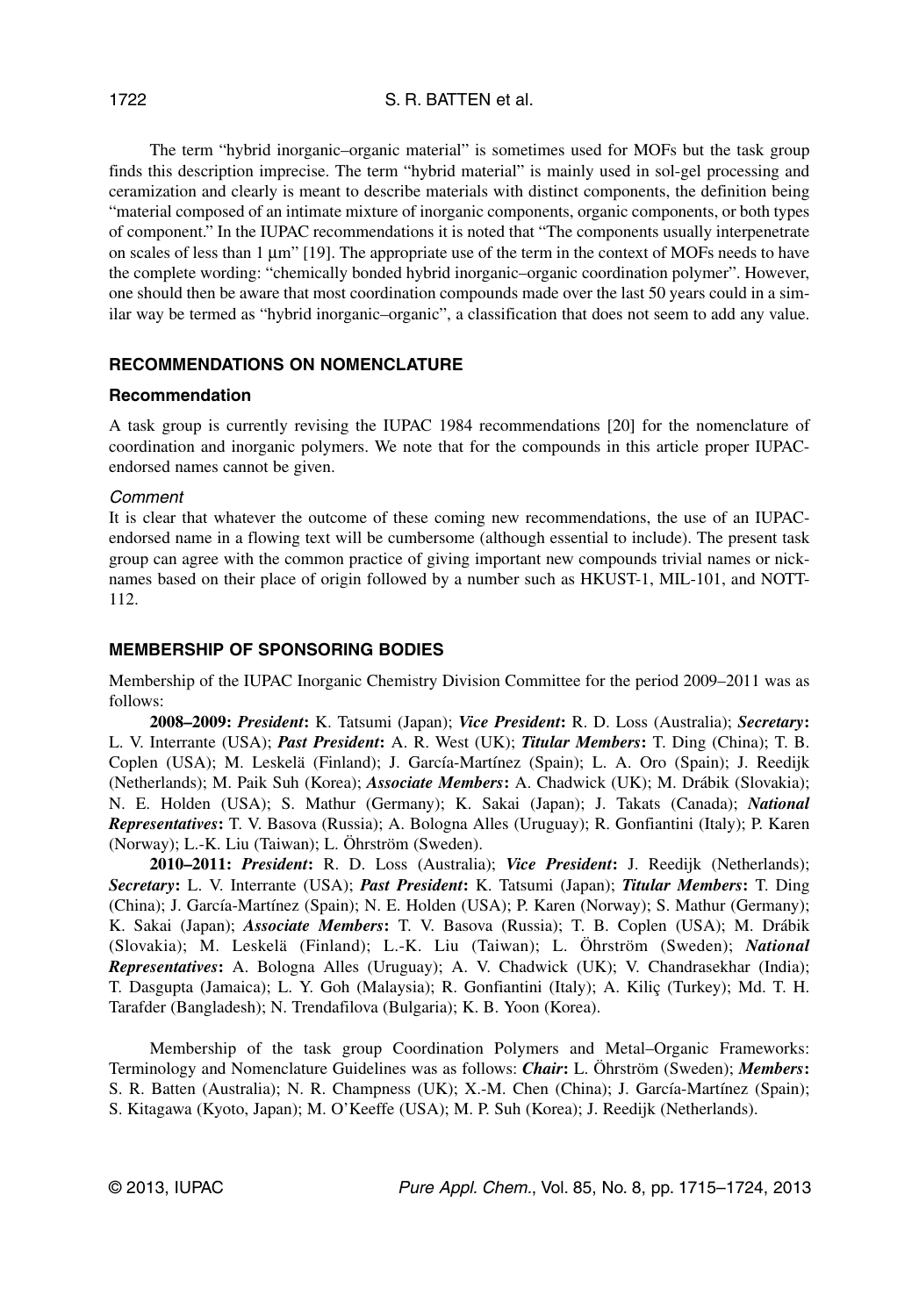The term "hybrid inorganic–organic material" is sometimes used for MOFs but the task group finds this description imprecise. The term "hybrid material" is mainly used in sol-gel processing and ceramization and clearly is meant to describe materials with distinct components, the definition being "material composed of an intimate mixture of inorganic components, organic components, or both types of component." In the IUPAC recommendations it is noted that "The components usually interpenetrate on scales of less than 1 μm" [19]. The appropriate use of the term in the context of MOFs needs to have the complete wording: "chemically bonded hybrid inorganic–organic coordination polymer". However, one should then be aware that most coordination compounds made over the last 50 years could in a similar way be termed as "hybrid inorganic–organic", a classification that does not seem to add any value.

## RECOMMENDATIONS ON NOMENCLATURE

### Recommendation

A task group is currently revising the IUPAC 1984 recommendations [20] for the nomenclature of coordination and inorganic polymers. We note that for the compounds in this article proper IUPAC-endorsed names cannot be given.

#### *Comment*

It is clear that whatever the outcome of these coming new recommendations, the use of an IUPAC-endorsed name in a flowing text will be cumbersome (although essential to include). The present task group can agree with the common practice of giving important new compounds trivial names or nicknames based on their place of origin followed by a number such as HKUST-1, MIL-101, and NOTT-112.

## MEMBERSHIP OF SPONSORING BODIES

Membership of the IUPAC Inorganic Chemistry Division Committee for the period 2009–2011 was as follows:

**2008–2009:** ***President*:** K. Tatsumi (Japan); ***Vice President*:** R. D. Loss (Australia); ***Secretary*:** L. V. Interrante (USA); ***Past President*:** A. R. West (UK); ***Titular Members*:** T. Ding (China); T. B. Coplen (USA); M. Leskelä (Finland); J. García-Martínez (Spain); L. A. Oro (Spain); J. Reedijk (Netherlands); M. Paik Suh (Korea); ***Associate Members*:** A. Chadwick (UK); M. Drábik (Slovakia); N. E. Holden (USA); S. Mathur (Germany); K. Sakai (Japan); J. Takats (Canada); ***National Representatives*:** T. V. Basova (Russia); A. Bologna Alles (Uruguay); R. Gonfiantini (Italy); P. Karen (Norway); L.-K. Liu (Taiwan); L. Öhrström (Sweden).

**2010–2011:** ***President*:** R. D. Loss (Australia); ***Vice President*:** J. Reedijk (Netherlands); ***Secretary*:** L. V. Interrante (USA); ***Past President*:** K. Tatsumi (Japan); ***Titular Members*:** T. Ding (China); J. García-Martínez (Spain); N. E. Holden (USA); P. Karen (Norway); S. Mathur (Germany); K. Sakai (Japan); ***Associate Members*:** T. V. Basova (Russia); T. B. Coplen (USA); M. Drábik (Slovakia); M. Leskelä (Finland); L.-K. Liu (Taiwan); L. Öhrström (Sweden); ***National Representatives*:** A. Bologna Alles (Uruguay); A. V. Chadwick (UK); V. Chandrasekhar (India); T. Dasgupta (Jamaica); L. Y. Goh (Malaysia); R. Gonfiantini (Italy); A. Kiliç (Turkey); Md. T. H. Tarafder (Bangladesh); N. Trendafilova (Bulgaria); K. B. Yoon (Korea).

Membership of the task group Coordination Polymers and Metal–Organic Frameworks: Terminology and Nomenclature Guidelines was as follows: ***Chair*:** L. Öhrström (Sweden); ***Members*:** S. R. Batten (Australia); N. R. Champness (UK); X.-M. Chen (China); J. García-Martínez (Spain); S. Kitagawa (Kyoto, Japan); M. O'Keeffe (USA); M. P. Suh (Korea); J. Reedijk (Netherlands).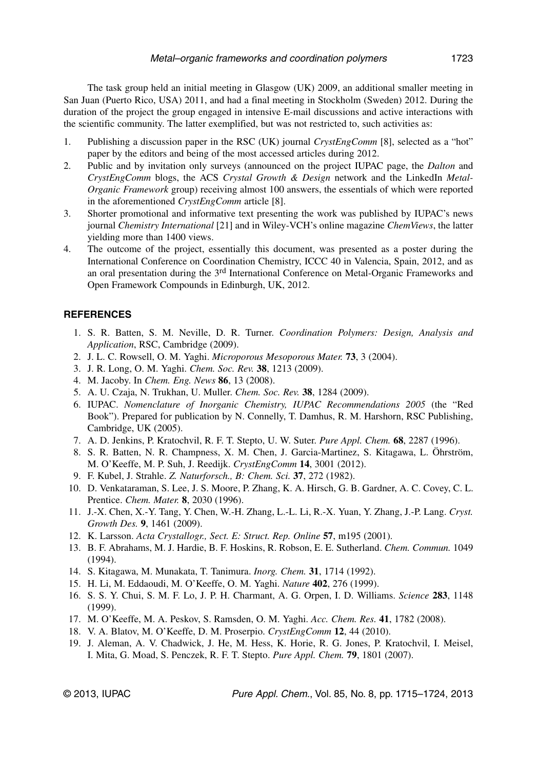The task group held an initial meeting in Glasgow (UK) 2009, an additional smaller meeting in San Juan (Puerto Rico, USA) 2011, and had a final meeting in Stockholm (Sweden) 2012. During the duration of the project the group engaged in intensive E-mail discussions and active interactions with the scientific community. The latter exemplified, but was not restricted to, such activities as:

1. Publishing a discussion paper in the RSC (UK) journal *CrystEngComm* [8], selected as a "hot" paper by the editors and being of the most accessed articles during 2012.
2. Public and by invitation only surveys (announced on the project IUPAC page, the *Dalton* and *CrystEngComm* blogs, the ACS *Crystal Growth & Design* network and the LinkedIn *Metal-Organic Framework* group) receiving almost 100 answers, the essentials of which were reported in the aforementioned *CrystEngComm* article [8].
3. Shorter promotional and informative text presenting the work was published by IUPAC's news journal *Chemistry International* [21] and in Wiley-VCH's online magazine *ChemViews*, the latter yielding more than 1400 views.
4. The outcome of the project, essentially this document, was presented as a poster during the International Conference on Coordination Chemistry, ICCC 40 in Valencia, Spain, 2012, and as an oral presentation during the 3rd International Conference on Metal-Organic Frameworks and Open Framework Compounds in Edinburgh, UK, 2012.

## REFERENCES

1. S. R. Batten, S. M. Neville, D. R. Turner. *Coordination Polymers: Design, Analysis and Application*, RSC, Cambridge (2009).
2. J. L. C. Rowsell, O. M. Yaghi. *Microporous Mesoporous Mater.* **73**, 3 (2004).
3. J. R. Long, O. M. Yaghi. *Chem. Soc. Rev.* **38**, 1213 (2009).
4. M. Jacoby. In *Chem. Eng. News* **86**, 13 (2008).
5. A. U. Czaja, N. Trukhan, U. Muller. *Chem. Soc. Rev.* **38**, 1284 (2009).
6. IUPAC. *Nomenclature of Inorganic Chemistry, IUPAC Recommendations 2005* (the "Red Book"). Prepared for publication by N. Connelly, T. Damhus, R. M. Harshorn, RSC Publishing, Cambridge, UK (2005).
7. A. D. Jenkins, P. Kratochvil, R. F. T. Stepto, U. W. Suter. *Pure Appl. Chem.* **68**, 2287 (1996).
8. S. R. Batten, N. R. Champness, X. M. Chen, J. Garcia-Martinez, S. Kitagawa, L. Öhrström, M. O'Keeffe, M. P. Suh, J. Reedijk. *CrystEngComm* **14**, 3001 (2012).
9. F. Kubel, J. Strahle. *Z. Naturforsch., B: Chem. Sci.* **37**, 272 (1982).
10. D. Venkataraman, S. Lee, J. S. Moore, P. Zhang, K. A. Hirsch, G. B. Gardner, A. C. Covey, C. L. Prentice. *Chem. Mater.* **8**, 2030 (1996).
11. J.-X. Chen, X.-Y. Tang, Y. Chen, W.-H. Zhang, L.-L. Li, R.-X. Yuan, Y. Zhang, J.-P. Lang. *Cryst. Growth Des.* **9**, 1461 (2009).
12. K. Larsson. *Acta Crystallogr., Sect. E: Struct. Rep. Online* **57**, m195 (2001).
13. B. F. Abrahams, M. J. Hardie, B. F. Hoskins, R. Robson, E. E. Sutherland. *Chem. Commun.* 1049 (1994).
14. S. Kitagawa, M. Munakata, T. Tanimura. *Inorg. Chem.* **31**, 1714 (1992).
15. H. Li, M. Eddaoudi, M. O'Keeffe, O. M. Yaghi. *Nature* **402**, 276 (1999).
16. S. S. Y. Chui, S. M. F. Lo, J. P. H. Charmant, A. G. Orpen, I. D. Williams. *Science* **283**, 1148 (1999).
17. M. O'Keeffe, M. A. Peskov, S. Ramsden, O. M. Yaghi. *Acc. Chem. Res.* **41**, 1782 (2008).
18. V. A. Blatov, M. O'Keeffe, D. M. Proserpio. *CrystEngComm* **12**, 44 (2010).
19. J. Aleman, A. V. Chadwick, J. He, M. Hess, K. Horie, R. G. Jones, P. Kratochvil, I. Meisel, I. Mita, G. Moad, S. Penczek, R. F. T. Stepto. *Pure Appl. Chem.* **79**, 1801 (2007).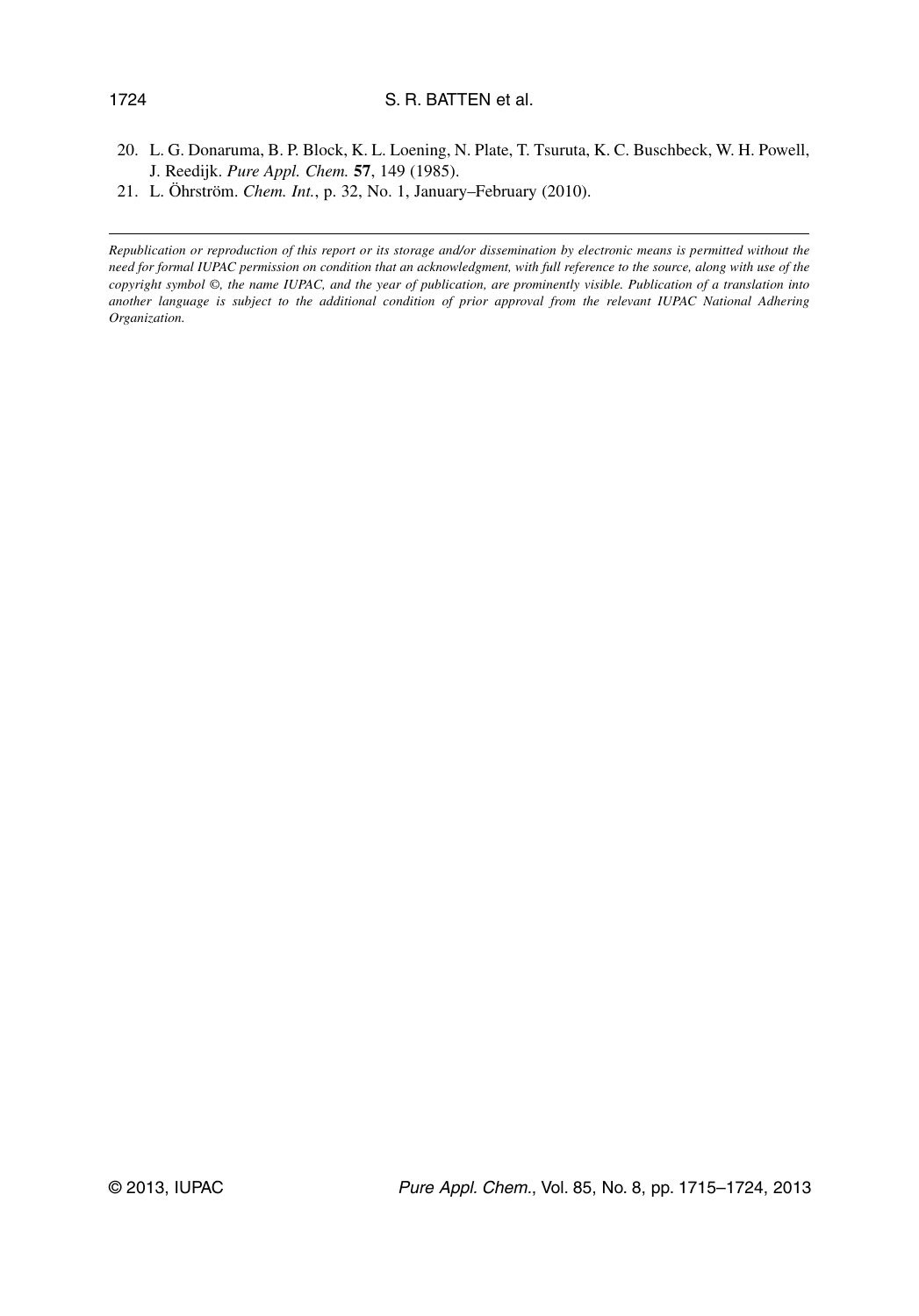20. L. G. Donaruma, B. P. Block, K. L. Loening, N. Plate, T. Tsuruta, K. C. Buschbeck, W. H. Powell, J. Reedijk. *Pure Appl. Chem.* **57**, 149 (1985).
21. L. Öhrström. *Chem. Int.*, p. 32, No. 1, January–February (2010).

---

*Republication or reproduction of this report or its storage and/or dissemination by electronic means is permitted without the need for formal IUPAC permission on condition that an acknowledgment, with full reference to the source, along with use of the copyright symbol ©, the name IUPAC, and the year of publication, are prominently visible. Publication of a translation into another language is subject to the additional condition of prior approval from the relevant IUPAC National Adhering Organization.*